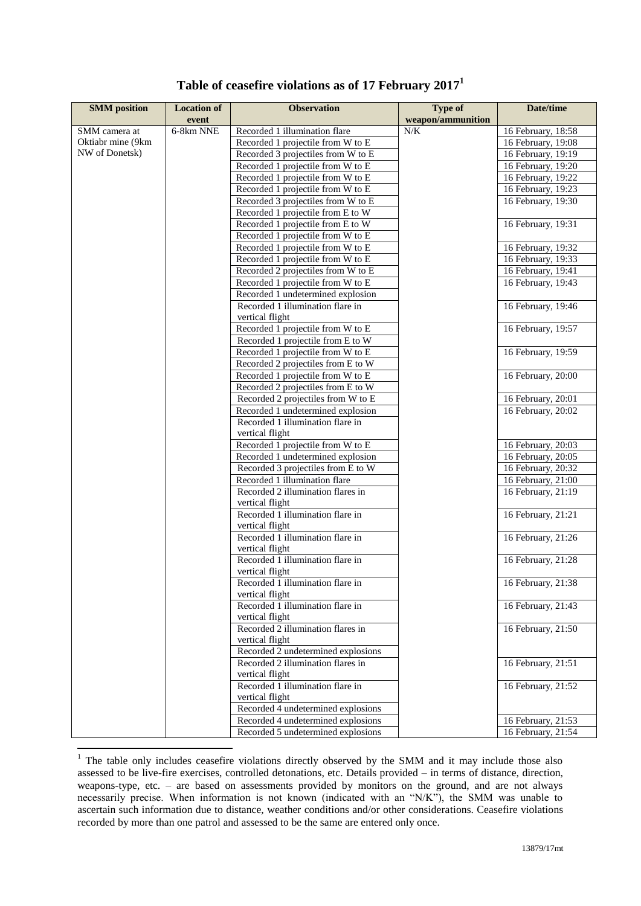# Table of ceasefire violations as of 17 February 2017[1]

| SMM position | Location of event | Observation | Type of weapon/ammunition | Date/time |
|---|---|---|---|---|
| SMM camera at Oktiabr mine (9km NW of Donetsk) | 6-8km NNE | Recorded 1 illumination flare | N/K | 16 February, 18:58 |
| | | Recorded 1 projectile from W to E | | 16 February, 19:08 |
| | | Recorded 3 projectiles from W to E | | 16 February, 19:19 |
| | | Recorded 1 projectile from W to E | | 16 February, 19:20 |
| | | Recorded 1 projectile from W to E | | 16 February, 19:22 |
| | | Recorded 1 projectile from W to E | | 16 February, 19:23 |
| | | Recorded 3 projectiles from W to E | | 16 February, 19:30 |
| | | Recorded 1 projectile from E to W | | |
| | | Recorded 1 projectile from E to W | | 16 February, 19:31 |
| | | Recorded 1 projectile from W to E | | |
| | | Recorded 1 projectile from W to E | | 16 February, 19:32 |
| | | Recorded 1 projectile from W to E | | 16 February, 19:33 |
| | | Recorded 2 projectiles from W to E | | 16 February, 19:41 |
| | | Recorded 1 projectile from W to E | | 16 February, 19:43 |
| | | Recorded 1 undetermined explosion | | |
| | | Recorded 1 illumination flare in vertical flight | | 16 February, 19:46 |
| | | Recorded 1 projectile from W to E | | 16 February, 19:57 |
| | | Recorded 1 projectile from E to W | | |
| | | Recorded 1 projectile from W to E | | 16 February, 19:59 |
| | | Recorded 2 projectiles from E to W | | |
| | | Recorded 1 projectile from W to E | | 16 February, 20:00 |
| | | Recorded 2 projectiles from E to W | | |
| | | Recorded 2 projectiles from W to E | | 16 February, 20:01 |
| | | Recorded 1 undetermined explosion | | 16 February, 20:02 |
| | | Recorded 1 illumination flare in vertical flight | | |
| | | Recorded 1 projectile from W to E | | 16 February, 20:03 |
| | | Recorded 1 undetermined explosion | | 16 February, 20:05 |
| | | Recorded 3 projectiles from E to W | | 16 February, 20:32 |
| | | Recorded 1 illumination flare | | 16 February, 21:00 |
| | | Recorded 2 illumination flares in vertical flight | | 16 February, 21:19 |
| | | Recorded 1 illumination flare in vertical flight | | 16 February, 21:21 |
| | | Recorded 1 illumination flare in vertical flight | | 16 February, 21:26 |
| | | Recorded 1 illumination flare in vertical flight | | 16 February, 21:28 |
| | | Recorded 1 illumination flare in vertical flight | | 16 February, 21:38 |
| | | Recorded 1 illumination flare in vertical flight | | 16 February, 21:43 |
| | | Recorded 2 illumination flares in vertical flight | | 16 February, 21:50 |
| | | Recorded 2 undetermined explosions | | |
| | | Recorded 2 illumination flares in vertical flight | | 16 February, 21:51 |
| | | Recorded 1 illumination flare in vertical flight | | 16 February, 21:52 |
| | | Recorded 4 undetermined explosions | | |
| | | Recorded 4 undetermined explosions | | 16 February, 21:53 |
| | | Recorded 5 undetermined explosions | | 16 February, 21:54 |

[1] The table only includes ceasefire violations directly observed by the SMM and it may include those also assessed to be live-fire exercises, controlled detonations, etc. Details provided – in terms of distance, direction, weapons-type, etc. – are based on assessments provided by monitors on the ground, and are not always necessarily precise. When information is not known (indicated with an "N/K"), the SMM was unable to ascertain such information due to distance, weather conditions and/or other considerations. Ceasefire violations recorded by more than one patrol and assessed to be the same are entered only once.

13879/17mt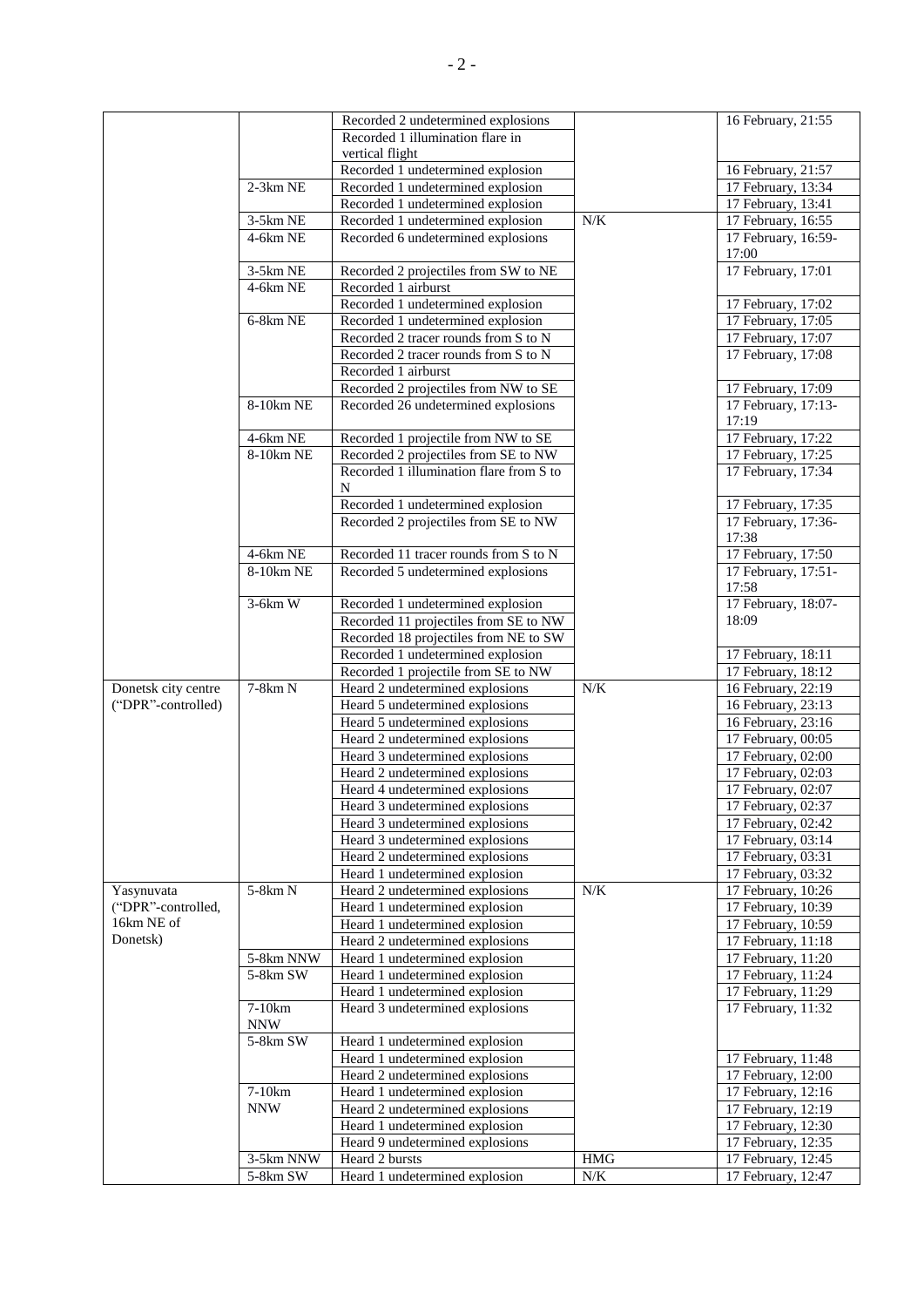| | | | | |
|---|---|---|---|---|
| | | Recorded 2 undetermined explosions | | 16 February, 21:55 |
| | | Recorded 1 illumination flare in vertical flight | | |
| | | Recorded 1 undetermined explosion | | 16 February, 21:57 |
| | 2-3km NE | Recorded 1 undetermined explosion | | 17 February, 13:34 |
| | | Recorded 1 undetermined explosion | | 17 February, 13:41 |
| | 3-5km NE | Recorded 1 undetermined explosion | N/K | 17 February, 16:55 |
| | 4-6km NE | Recorded 6 undetermined explosions | | 17 February, 16:59-17:00 |
| | 3-5km NE | Recorded 2 projectiles from SW to NE | | 17 February, 17:01 |
| | 4-6km NE | Recorded 1 airburst | | |
| | | Recorded 1 undetermined explosion | | 17 February, 17:02 |
| | 6-8km NE | Recorded 1 undetermined explosion | | 17 February, 17:05 |
| | | Recorded 2 tracer rounds from S to N | | 17 February, 17:07 |
| | | Recorded 2 tracer rounds from S to N | | 17 February, 17:08 |
| | | Recorded 1 airburst | | |
| | | Recorded 2 projectiles from NW to SE | | 17 February, 17:09 |
| | 8-10km NE | Recorded 26 undetermined explosions | | 17 February, 17:13-17:19 |
| | 4-6km NE | Recorded 1 projectile from NW to SE | | 17 February, 17:22 |
| | 8-10km NE | Recorded 2 projectiles from SE to NW | | 17 February, 17:25 |
| | | Recorded 1 illumination flare from S to N | | 17 February, 17:34 |
| | | Recorded 1 undetermined explosion | | 17 February, 17:35 |
| | | Recorded 2 projectiles from SE to NW | | 17 February, 17:36-17:38 |
| | 4-6km NE | Recorded 11 tracer rounds from S to N | | 17 February, 17:50 |
| | 8-10km NE | Recorded 5 undetermined explosions | | 17 February, 17:51-17:58 |
| | 3-6km W | Recorded 1 undetermined explosion | | 17 February, 18:07-18:09 |
| | | Recorded 11 projectiles from SE to NW | | |
| | | Recorded 18 projectiles from NE to SW | | |
| | | Recorded 1 undetermined explosion | | 17 February, 18:11 |
| | | Recorded 1 projectile from SE to NW | | 17 February, 18:12 |
| Donetsk city centre ("DPR"-controlled) | 7-8km N | Heard 2 undetermined explosions | N/K | 16 February, 22:19 |
| | | Heard 5 undetermined explosions | | 16 February, 23:13 |
| | | Heard 5 undetermined explosions | | 16 February, 23:16 |
| | | Heard 2 undetermined explosions | | 17 February, 00:05 |
| | | Heard 3 undetermined explosions | | 17 February, 02:00 |
| | | Heard 2 undetermined explosions | | 17 February, 02:03 |
| | | Heard 4 undetermined explosions | | 17 February, 02:07 |
| | | Heard 3 undetermined explosions | | 17 February, 02:37 |
| | | Heard 3 undetermined explosions | | 17 February, 02:42 |
| | | Heard 3 undetermined explosions | | 17 February, 03:14 |
| | | Heard 2 undetermined explosions | | 17 February, 03:31 |
| | | Heard 1 undetermined explosion | | 17 February, 03:32 |
| Yasynuvata ("DPR"-controlled, 16km NE of Donetsk) | 5-8km N | Heard 2 undetermined explosions | N/K | 17 February, 10:26 |
| | | Heard 1 undetermined explosion | | 17 February, 10:39 |
| | | Heard 1 undetermined explosion | | 17 February, 10:59 |
| | | Heard 2 undetermined explosions | | 17 February, 11:18 |
| | 5-8km NNW | Heard 1 undetermined explosion | | 17 February, 11:20 |
| | 5-8km SW | Heard 1 undetermined explosion | | 17 February, 11:24 |
| | | Heard 1 undetermined explosion | | 17 February, 11:29 |
| | 7-10km NNW | Heard 3 undetermined explosions | | 17 February, 11:32 |
| | 5-8km SW | Heard 1 undetermined explosion | | |
| | | Heard 1 undetermined explosion | | 17 February, 11:48 |
| | | Heard 2 undetermined explosions | | 17 February, 12:00 |
| | 7-10km NNW | Heard 1 undetermined explosion | | 17 February, 12:16 |
| | | Heard 2 undetermined explosions | | 17 February, 12:19 |
| | | Heard 1 undetermined explosion | | 17 February, 12:30 |
| | | Heard 9 undetermined explosions | | 17 February, 12:35 |
| | 3-5km NNW | Heard 2 bursts | HMG | 17 February, 12:45 |
| | 5-8km SW | Heard 1 undetermined explosion | N/K | 17 February, 12:47 |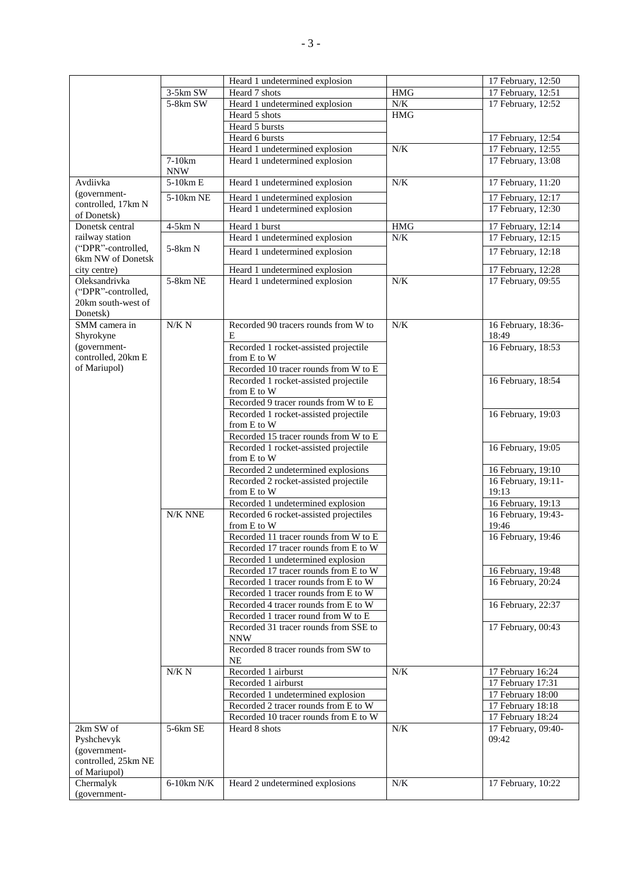| | | Heard 1 undetermined explosion | | 17 February, 12:50 |
|---|---|---|---|---|
| | 3-5km SW | Heard 7 shots | HMG | 17 February, 12:51 |
| | 5-8km SW | Heard 1 undetermined explosion | N/K | 17 February, 12:52 |
| | | Heard 5 shots | HMG | |
| | | Heard 5 bursts | | |
| | | Heard 6 bursts | | 17 February, 12:54 |
| | | Heard 1 undetermined explosion | N/K | 17 February, 12:55 |
| | 7-10km NNW | Heard 1 undetermined explosion | | 17 February, 13:08 |
| Avdiivka (government-controlled, 17km N of Donetsk) | 5-10km E | Heard 1 undetermined explosion | N/K | 17 February, 11:20 |
| | 5-10km NE | Heard 1 undetermined explosion | | 17 February, 12:17 |
| | | Heard 1 undetermined explosion | | 17 February, 12:30 |
| Donetsk central railway station ("DPR"-controlled, 6km NW of Donetsk city centre) | 4-5km N | Heard 1 burst | HMG | 17 February, 12:14 |
| | 5-8km N | Heard 1 undetermined explosion | N/K | 17 February, 12:15 |
| | | Heard 1 undetermined explosion | | 17 February, 12:18 |
| | | Heard 1 undetermined explosion | | 17 February, 12:28 |
| Oleksandrivka ("DPR"-controlled, 20km south-west of Donetsk) | 5-8km NE | Heard 1 undetermined explosion | N/K | 17 February, 09:55 |
| SMM camera in Shyrokyne (government-controlled, 20km E of Mariupol) | N/K N | Recorded 90 tracers rounds from W to E | N/K | 16 February, 18:36-18:49 |
| | | Recorded 1 rocket-assisted projectile from E to W | | 16 February, 18:53 |
| | | Recorded 10 tracer rounds from W to E | | |
| | | Recorded 1 rocket-assisted projectile from E to W | | 16 February, 18:54 |
| | | Recorded 9 tracer rounds from W to E | | |
| | | Recorded 1 rocket-assisted projectile from E to W | | 16 February, 19:03 |
| | | Recorded 15 tracer rounds from W to E | | |
| | | Recorded 1 rocket-assisted projectile from E to W | | 16 February, 19:05 |
| | | Recorded 2 undetermined explosions | | 16 February, 19:10 |
| | | Recorded 2 rocket-assisted projectile from E to W | | 16 February, 19:11-19:13 |
| | | Recorded 1 undetermined explosion | | 16 February, 19:13 |
| | N/K NNE | Recorded 6 rocket-assisted projectiles from E to W | | 16 February, 19:43-19:46 |
| | | Recorded 11 tracer rounds from W to E | | 16 February, 19:46 |
| | | Recorded 17 tracer rounds from E to W | | |
| | | Recorded 1 undetermined explosion | | |
| | | Recorded 17 tracer rounds from E to W | | 16 February, 19:48 |
| | | Recorded 1 tracer rounds from E to W | | 16 February, 20:24 |
| | | Recorded 1 tracer rounds from E to W | | |
| | | Recorded 4 tracer rounds from E to W | | 16 February, 22:37 |
| | | Recorded 1 tracer round from W to E | | |
| | | Recorded 31 tracer rounds from SSE to NNW | | 17 February, 00:43 |
| | | Recorded 8 tracer rounds from SW to NE | | |
| | N/K N | Recorded 1 airburst | N/K | 17 February 16:24 |
| | | Recorded 1 airburst | | 17 February 17:31 |
| | | Recorded 1 undetermined explosion | | 17 February 18:00 |
| | | Recorded 2 tracer rounds from E to W | | 17 February 18:18 |
| | | Recorded 10 tracer rounds from E to W | | 17 February 18:24 |
| 2km SW of Pyshchevyk (government-controlled, 25km NE of Mariupol) | 5-6km SE | Heard 8 shots | N/K | 17 February, 09:40-09:42 |
| Chermalyk (government- | 6-10km N/K | Heard 2 undetermined explosions | N/K | 17 February, 10:22 |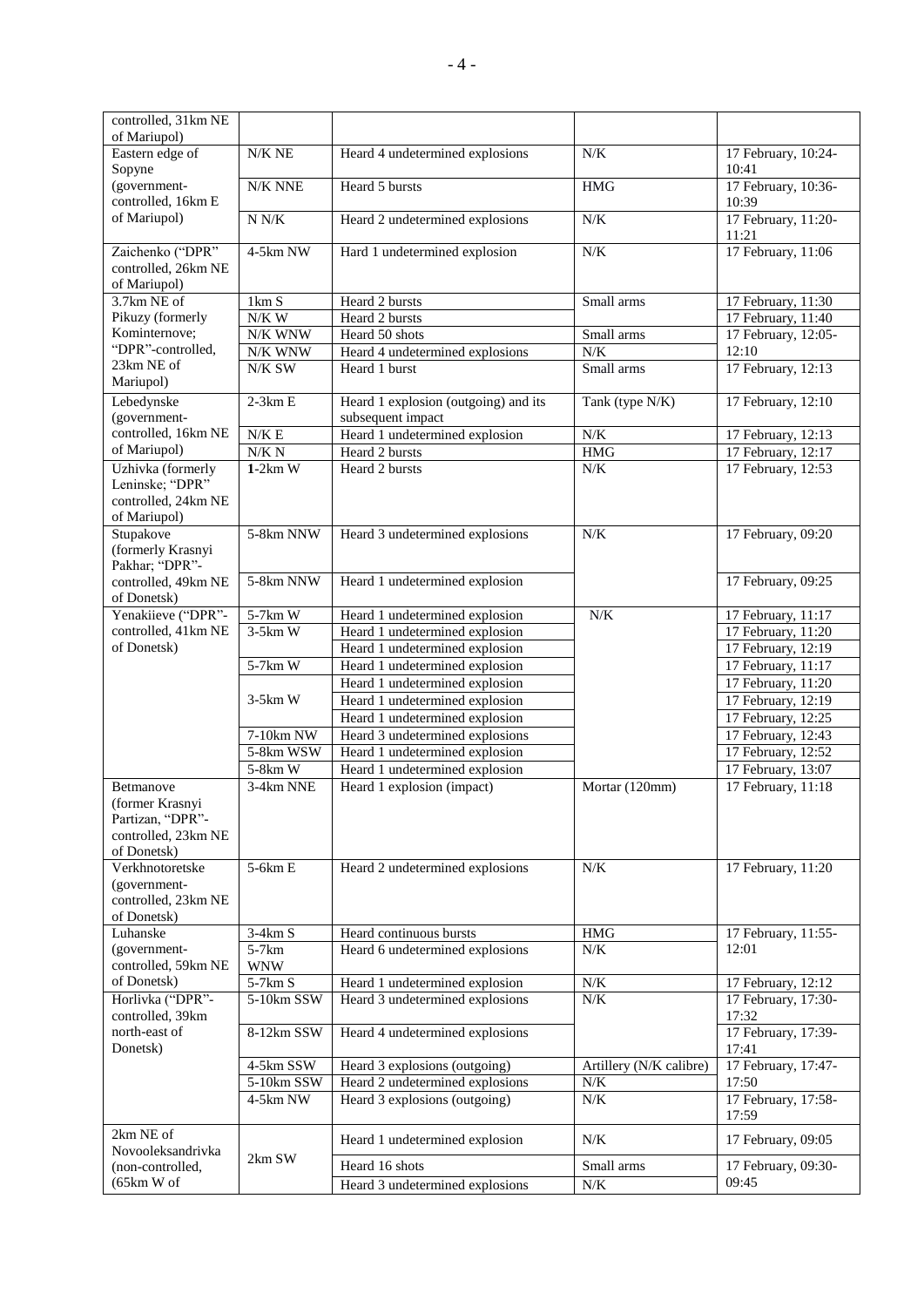| controlled, 31km NE of Mariupol) | | | | |
|---|---|---|---|---|
| Eastern edge of Sopyne (government-controlled, 16km E of Mariupol) | N/K NE | Heard 4 undetermined explosions | N/K | 17 February, 10:24-10:41 |
| | N/K NNE | Heard 5 bursts | HMG | 17 February, 10:36-10:39 |
| | N N/K | Heard 2 undetermined explosions | N/K | 17 February, 11:20-11:21 |
| Zaichenko ("DPR" controlled, 26km NE of Mariupol) | 4-5km NW | Hard 1 undetermined explosion | N/K | 17 February, 11:06 |
| 3.7km NE of Pikuzy (formerly Kominternove; "DPR"-controlled, 23km NE of Mariupol) | 1km S | Heard 2 bursts | Small arms | 17 February, 11:30 |
| | N/K W | Heard 2 bursts | | 17 February, 11:40 |
| | N/K WNW | Heard 50 shots | Small arms | 17 February, 12:05-12:10 |
| | N/K WNW | Heard 4 undetermined explosions | N/K | |
| | N/K SW | Heard 1 burst | Small arms | 17 February, 12:13 |
| Lebedynske (government-controlled, 16km NE of Mariupol) | 2-3km E | Heard 1 explosion (outgoing) and its subsequent impact | Tank (type N/K) | 17 February, 12:10 |
| | N/K E | Heard 1 undetermined explosion | N/K | 17 February, 12:13 |
| | N/K N | Heard 2 bursts | HMG | 17 February, 12:17 |
| Uzhivka (formerly Leninske; "DPR" controlled, 24km NE of Mariupol) | 1-2km W | Heard 2 bursts | N/K | 17 February, 12:53 |
| Stupakove (formerly Krasnyi Pakhar; "DPR"-controlled, 49km NE of Donetsk) | 5-8km NNW | Heard 3 undetermined explosions | N/K | 17 February, 09:20 |
| | 5-8km NNW | Heard 1 undetermined explosion | | 17 February, 09:25 |
| Yenakiieve ("DPR"-controlled, 41km NE of Donetsk) | 5-7km W | Heard 1 undetermined explosion | N/K | 17 February, 11:17 |
| | 3-5km W | Heard 1 undetermined explosion | | 17 February, 11:20 |
| | | Heard 1 undetermined explosion | | 17 February, 12:19 |
| | 5-7km W | Heard 1 undetermined explosion | | 17 February, 11:17 |
| | 3-5km W | Heard 1 undetermined explosion | | 17 February, 11:20 |
| | | Heard 1 undetermined explosion | | 17 February, 12:19 |
| | | Heard 1 undetermined explosion | | 17 February, 12:25 |
| | 7-10km NW | Heard 3 undetermined explosions | | 17 February, 12:43 |
| | 5-8km WSW | Heard 1 undetermined explosion | | 17 February, 12:52 |
| | 5-8km W | Heard 1 undetermined explosion | | 17 February, 13:07 |
| Betmanove (former Krasnyi Partizan, "DPR"-controlled, 23km NE of Donetsk) | 3-4km NNE | Heard 1 explosion (impact) | Mortar (120mm) | 17 February, 11:18 |
| Verkhnotoretske (government-controlled, 23km NE of Donetsk) | 5-6km E | Heard 2 undetermined explosions | N/K | 17 February, 11:20 |
| Luhanske (government-controlled, 59km NE of Donetsk) | 3-4km S | Heard continuous bursts | HMG | 17 February, 11:55-12:01 |
| | 5-7km WNW | Heard 6 undetermined explosions | N/K | |
| | 5-7km S | Heard 1 undetermined explosion | N/K | 17 February, 12:12 |
| Horlivka ("DPR"-controlled, 39km north-east of Donetsk) | 5-10km SSW | Heard 3 undetermined explosions | N/K | 17 February, 17:30-17:32 |
| | 8-12km SSW | Heard 4 undetermined explosions | | 17 February, 17:39-17:41 |
| | 4-5km SSW | Heard 3 explosions (outgoing) | Artillery (N/K calibre) | 17 February, 17:47-17:50 |
| | 5-10km SSW | Heard 2 undetermined explosions | N/K | |
| | 4-5km NW | Heard 3 explosions (outgoing) | N/K | 17 February, 17:58-17:59 |
| 2km NE of Novooleksandrivka (non-controlled, (65km W of | 2km SW | Heard 1 undetermined explosion | N/K | 17 February, 09:05 |
| | | Heard 16 shots | Small arms | 17 February, 09:30-09:45 |
| | | Heard 3 undetermined explosions | N/K | |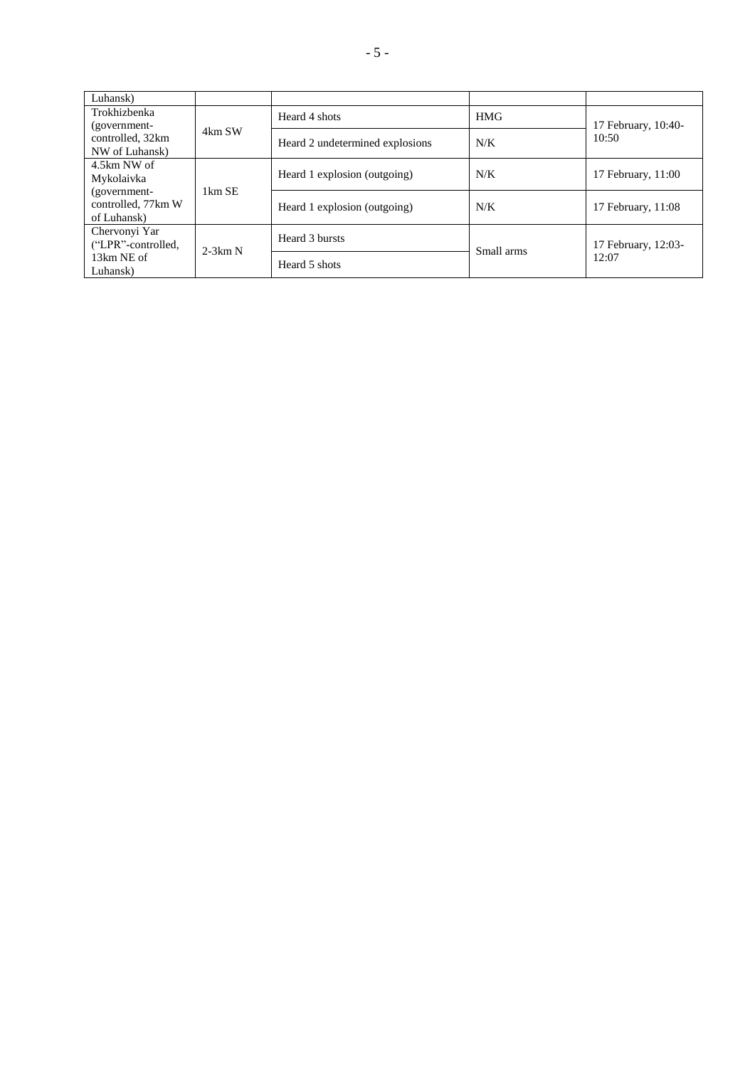| | | | | |
|---|---|---|---|---|
| Luhansk) | | | | |
| Trokhizbenka (government-controlled, 32km NW of Luhansk) | 4km SW | Heard 4 shots | HMG | 17 February, 10:40-10:50 |
| | | Heard 2 undetermined explosions | N/K | |
| 4.5km NW of Mykolaivka (government-controlled, 77km W of Luhansk) | 1km SE | Heard 1 explosion (outgoing) | N/K | 17 February, 11:00 |
| | | Heard 1 explosion (outgoing) | N/K | 17 February, 11:08 |
| Chervonyi Yar ("LPR"-controlled, 13km NE of Luhansk) | 2-3km N | Heard 3 bursts | Small arms | 17 February, 12:03-12:07 |
| | | Heard 5 shots | | |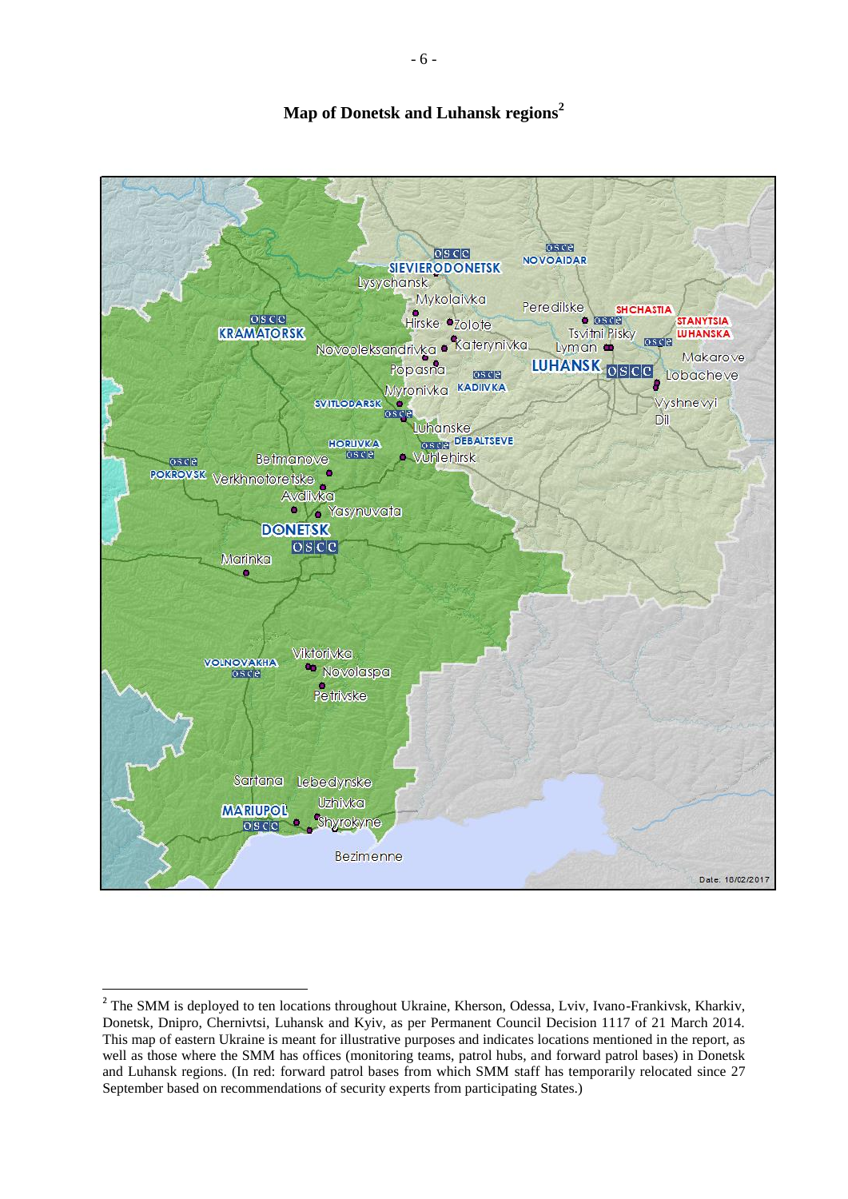# Map of Donetsk and Luhansk regions[2]

OSCE
SIEVIERODONETSK
OSCE
NOVOAIDAR
Lysychansk
Mykolaivka
Peredilske
SHCHASTIA
OSCE
Hirske
Zolote
OSCE
STANYTSIA LUHANSKA
KRAMATORSK
Tsvitni Pisky
OSCE
Novooleksandrivka
Katerynivka
Lyman
Makarove
Popasna
LUHANSK
OSCE
OSCE
Lobacheve
Myronivka
KADIIVKA
SVITLODARSK
OSCE
Vyshnevyi Dil
Luhanske
HORLIVKA
OSCE
DEBALTSEVE
OSCE
OSCE
Vuhlehirsk
OSCE
POKROVSK
Betmanove
Verkhnotoretske
Avdiivka
Yasynuvata
DONETSK
OSCE
Marinka
Viktorivka
VOLNOVAKHA
OSCE
Novolaspa
Petrivske
Sartana
Lebedynske
Uzhivka
MARIUPOL
OSCE
Shyrokyne
Bezimenne
Date: 10/02/2017

[2] The SMM is deployed to ten locations throughout Ukraine, Kherson, Odessa, Lviv, Ivano-Frankivsk, Kharkiv, Donetsk, Dnipro, Chernivtsi, Luhansk and Kyiv, as per Permanent Council Decision 1117 of 21 March 2014. This map of eastern Ukraine is meant for illustrative purposes and indicates locations mentioned in the report, as well as those where the SMM has offices (monitoring teams, patrol hubs, and forward patrol bases) in Donetsk and Luhansk regions. (In red: forward patrol bases from which SMM staff has temporarily relocated since 27 September based on recommendations of security experts from participating States.)